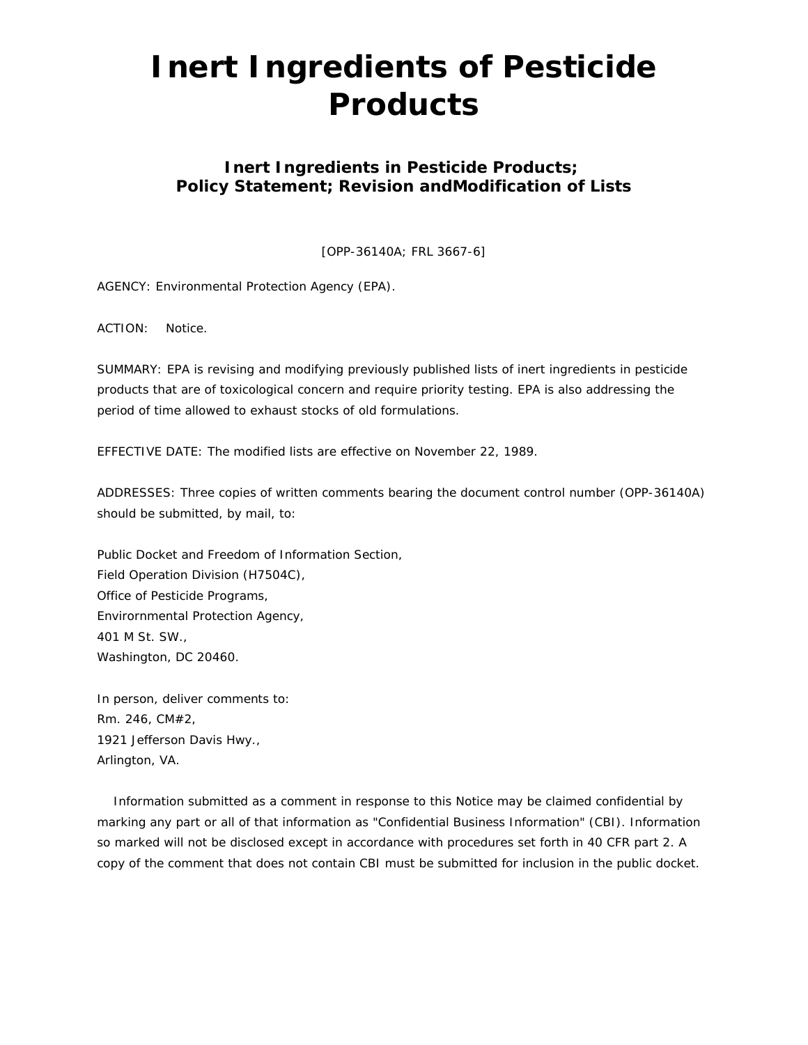# Inert Ingredients of Pesticide Products

### Inert Ingredients in Pesticide Products; Policy Statement; Revision andModification of Lists

[OPP-36140A; FRL 3667-6]

AGENCY: Environmental Protection Agency (EPA).

ACTION: Notice.

SUMMARY: EPA is revising and modifying previously published lists of inert ingredients in pesticide products that are of toxicological concern and require priority testing. EPA is also addressing the period of time allowed to exhaust stocks of old formulations.

EFFECTIVE DATE: The modified lists are effective on November 22, 1989.

ADDRESSES: Three copies of written comments bearing the document control number (OPP-36140A) should be submitted, by mail, to:

Public Docket and Freedom of Information Section,
Field Operation Division (H7504C),
Office of Pesticide Programs,
Envirornmental Protection Agency,
401 M St. SW.,
Washington, DC 20460.

In person, deliver comments to:
Rm. 246, CM#2,
1921 Jefferson Davis Hwy.,
Arlington, VA.

Information submitted as a comment in response to this Notice may be claimed confidential by marking any part or all of that information as "Confidential Business Information" (CBI). Information so marked will not be disclosed except in accordance with procedures set forth in 40 CFR part 2. A copy of the comment that does not contain CBI must be submitted for inclusion in the public docket.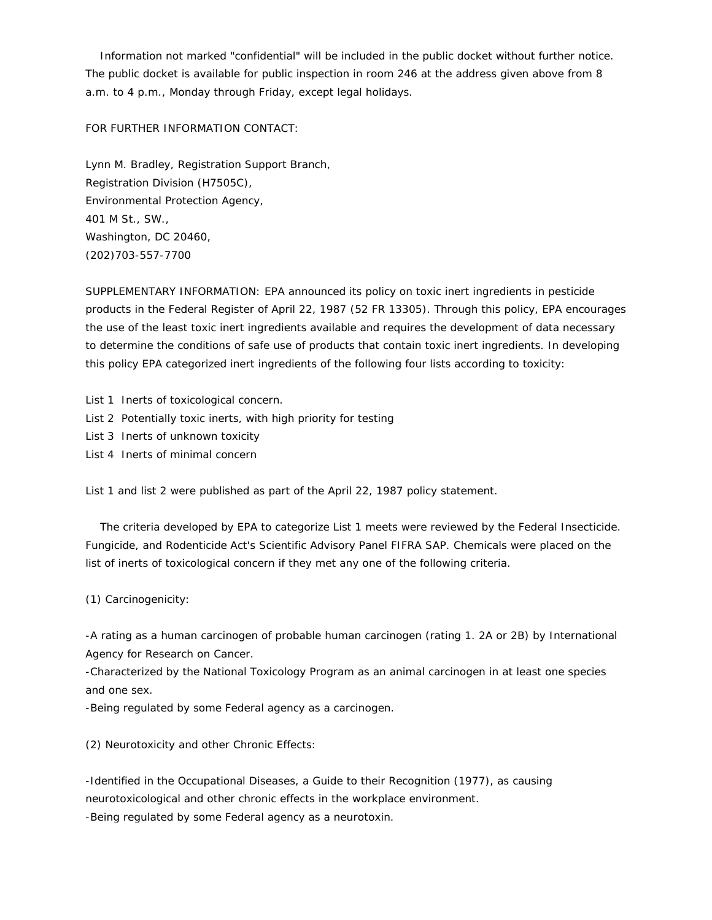Information not marked "confidential" will be included in the public docket without further notice. The public docket is available for public inspection in room 246 at the address given above from 8 a.m. to 4 p.m., Monday through Friday, except legal holidays.

FOR FURTHER INFORMATION CONTACT:

Lynn M. Bradley, Registration Support Branch,
Registration Division (H7505C),
Environmental Protection Agency,
401 M St., SW.,
Washington, DC 20460,
(202)703-557-7700

SUPPLEMENTARY INFORMATION: EPA announced its policy on toxic inert ingredients in pesticide products in the Federal Register of April 22, 1987 (52 FR 13305). Through this policy, EPA encourages the use of the least toxic inert ingredients available and requires the development of data necessary to determine the conditions of safe use of products that contain toxic inert ingredients. In developing this policy EPA categorized inert ingredients of the following four lists according to toxicity:

List 1 Inerts of toxicological concern.
List 2 Potentially toxic inerts, with high priority for testing
List 3 Inerts of unknown toxicity
List 4 Inerts of minimal concern

List 1 and list 2 were published as part of the April 22, 1987 policy statement.

The criteria developed by EPA to categorize List 1 meets were reviewed by the Federal Insecticide. Fungicide, and Rodenticide Act's Scientific Advisory Panel FIFRA SAP. Chemicals were placed on the list of inerts of toxicological concern if they met any one of the following criteria.

(1) Carcinogenicity:

-A rating as a human carcinogen of probable human carcinogen (rating 1. 2A or 2B) by International Agency for Research on Cancer.
-Characterized by the National Toxicology Program as an animal carcinogen in at least one species and one sex.
-Being regulated by some Federal agency as a carcinogen.

(2) Neurotoxicity and other Chronic Effects:

-Identified in the Occupational Diseases, a Guide to their Recognition (1977), as causing neurotoxicological and other chronic effects in the workplace environment.
-Being regulated by some Federal agency as a neurotoxin.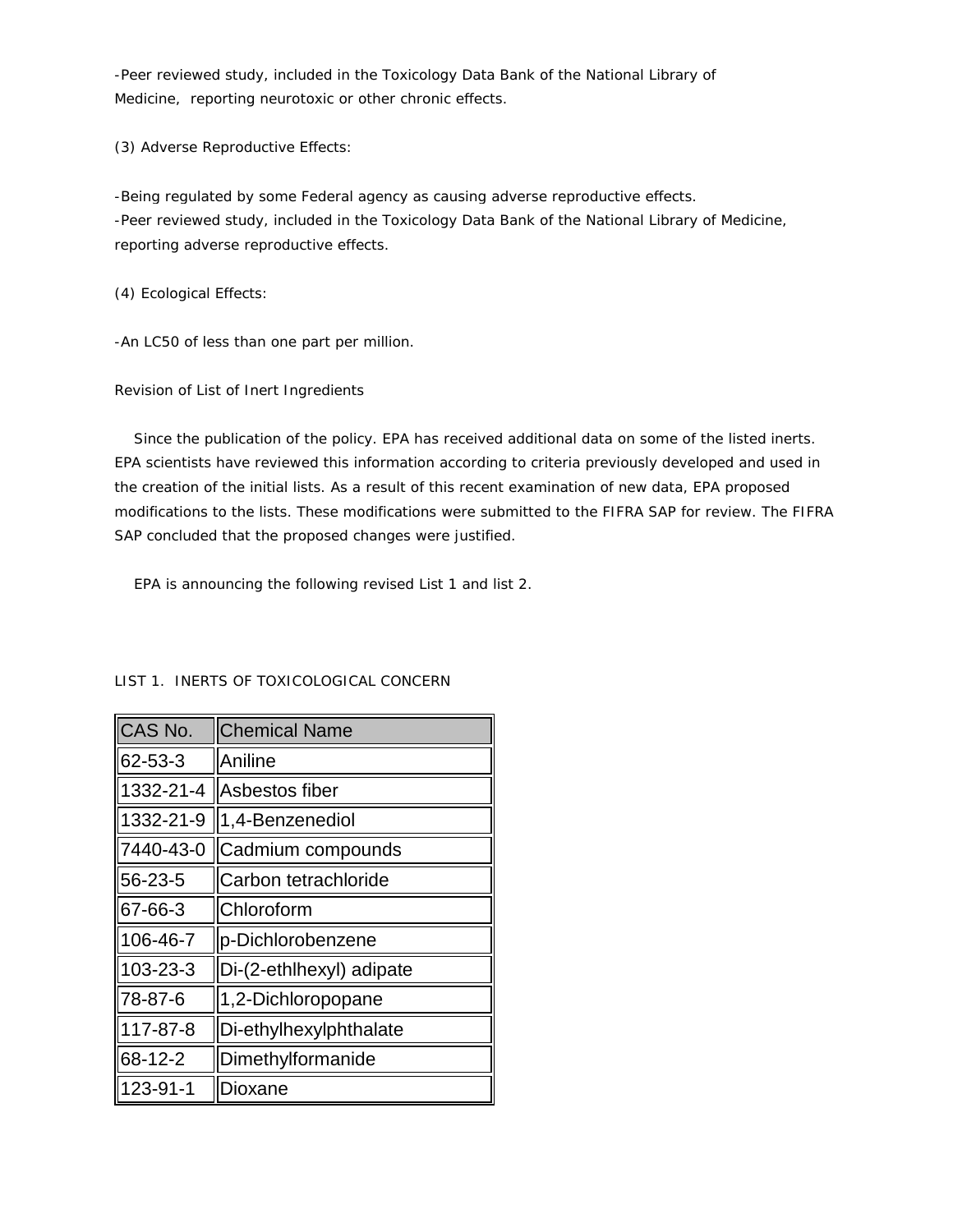-Peer reviewed study, included in the Toxicology Data Bank of the National Library of Medicine, reporting neurotoxic or other chronic effects.

(3) Adverse Reproductive Effects:

-Being regulated by some Federal agency as causing adverse reproductive effects.
-Peer reviewed study, included in the Toxicology Data Bank of the National Library of Medicine, reporting adverse reproductive effects.

(4) Ecological Effects:

-An LC50 of less than one part per million.

Revision of List of Inert Ingredients

Since the publication of the policy. EPA has received additional data on some of the listed inerts. EPA scientists have reviewed this information according to criteria previously developed and used in the creation of the initial lists. As a result of this recent examination of new data, EPA proposed modifications to the lists. These modifications were submitted to the FIFRA SAP for review. The FIFRA SAP concluded that the proposed changes were justified.

EPA is announcing the following revised List 1 and list 2.

LIST 1. INERTS OF TOXICOLOGICAL CONCERN

| CAS No. | Chemical Name |
|---|---|
| 62-53-3 | Aniline |
| 1332-21-4 | Asbestos fiber |
| 1332-21-9 | 1,4-Benzenediol |
| 7440-43-0 | Cadmium compounds |
| 56-23-5 | Carbon tetrachloride |
| 67-66-3 | Chloroform |
| 106-46-7 | p-Dichlorobenzene |
| 103-23-3 | Di-(2-ethlhexyl) adipate |
| 78-87-6 | 1,2-Dichloropopane |
| 117-87-8 | Di-ethylhexylphthalate |
| 68-12-2 | Dimethylformanide |
| 123-91-1 | Dioxane |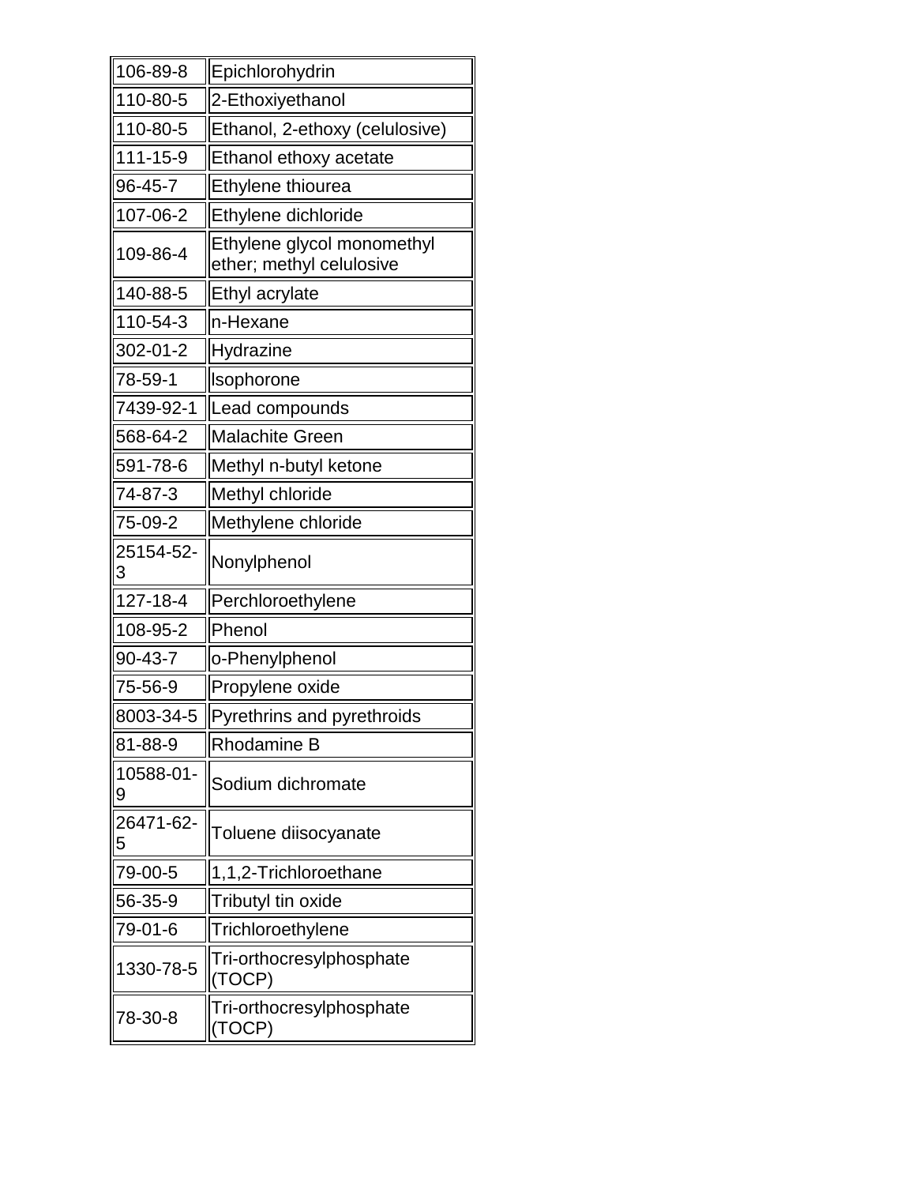| | |
|---|---|
| 106-89-8 | Epichlorohydrin |
| 110-80-5 | 2-Ethoxiyethanol |
| 110-80-5 | Ethanol, 2-ethoxy (celulosive) |
| 111-15-9 | Ethanol ethoxy acetate |
| 96-45-7 | Ethylene thiourea |
| 107-06-2 | Ethylene dichloride |
| 109-86-4 | Ethylene glycol monomethyl ether; methyl celulosive |
| 140-88-5 | Ethyl acrylate |
| 110-54-3 | n-Hexane |
| 302-01-2 | Hydrazine |
| 78-59-1 | Isophorone |
| 7439-92-1 | Lead compounds |
| 568-64-2 | Malachite Green |
| 591-78-6 | Methyl n-butyl ketone |
| 74-87-3 | Methyl chloride |
| 75-09-2 | Methylene chloride |
| 25154-52-3 | Nonylphenol |
| 127-18-4 | Perchloroethylene |
| 108-95-2 | Phenol |
| 90-43-7 | o-Phenylphenol |
| 75-56-9 | Propylene oxide |
| 8003-34-5 | Pyrethrins and pyrethroids |
| 81-88-9 | Rhodamine B |
| 10588-01-9 | Sodium dichromate |
| 26471-62-5 | Toluene diisocyanate |
| 79-00-5 | 1,1,2-Trichloroethane |
| 56-35-9 | Tributyl tin oxide |
| 79-01-6 | Trichloroethylene |
| 1330-78-5 | Tri-orthocresylphosphate (TOCP) |
| 78-30-8 | Tri-orthocresylphosphate (TOCP) |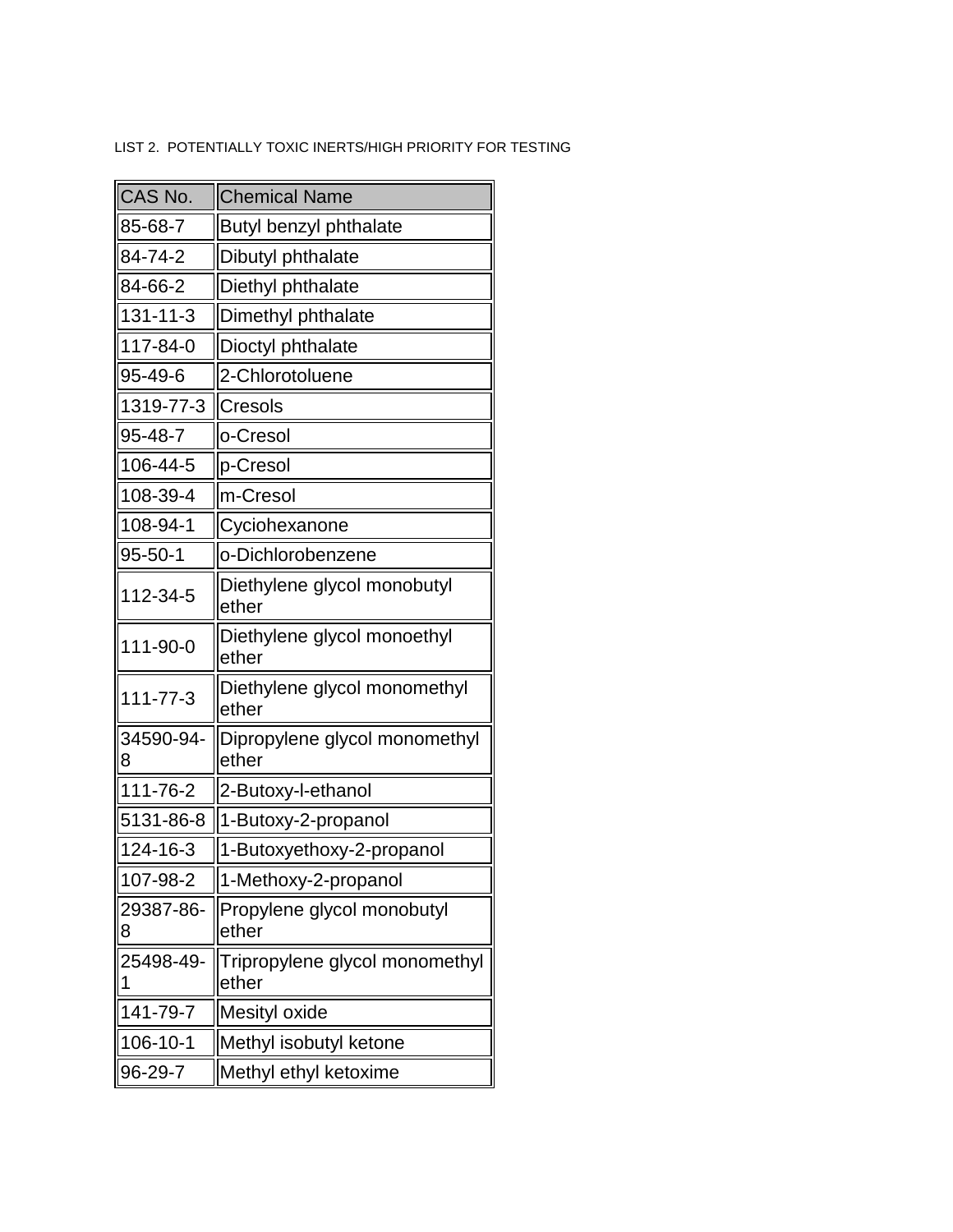LIST 2. POTENTIALLY TOXIC INERTS/HIGH PRIORITY FOR TESTING

| CAS No. | Chemical Name |
| --- | --- |
| 85-68-7 | Butyl benzyl phthalate |
| 84-74-2 | Dibutyl phthalate |
| 84-66-2 | Diethyl phthalate |
| 131-11-3 | Dimethyl phthalate |
| 117-84-0 | Dioctyl phthalate |
| 95-49-6 | 2-Chlorotoluene |
| 1319-77-3 | Cresols |
| 95-48-7 | o-Cresol |
| 106-44-5 | p-Cresol |
| 108-39-4 | m-Cresol |
| 108-94-1 | Cyciohexanone |
| 95-50-1 | o-Dichlorobenzene |
| 112-34-5 | Diethylene glycol monobutyl ether |
| 111-90-0 | Diethylene glycol monoethyl ether |
| 111-77-3 | Diethylene glycol monomethyl ether |
| 34590-94-8 | Dipropylene glycol monomethyl ether |
| 111-76-2 | 2-Butoxy-l-ethanol |
| 5131-86-8 | 1-Butoxy-2-propanol |
| 124-16-3 | 1-Butoxyethoxy-2-propanol |
| 107-98-2 | 1-Methoxy-2-propanol |
| 29387-86-8 | Propylene glycol monobutyl ether |
| 25498-49-1 | Tripropylene glycol monomethyl ether |
| 141-79-7 | Mesityl oxide |
| 106-10-1 | Methyl isobutyl ketone |
| 96-29-7 | Methyl ethyl ketoxime |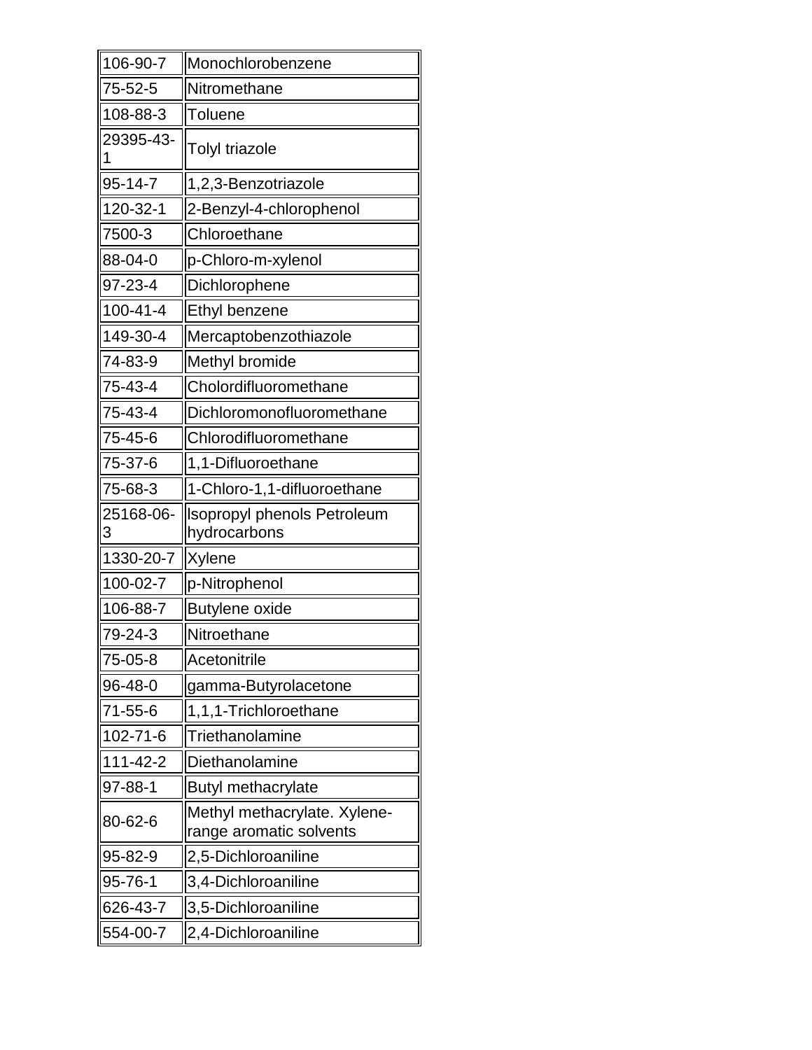| | |
|---|---|
| 106-90-7 | Monochlorobenzene |
| 75-52-5 | Nitromethane |
| 108-88-3 | Toluene |
| 29395-43-1 | Tolyl triazole |
| 95-14-7 | 1,2,3-Benzotriazole |
| 120-32-1 | 2-Benzyl-4-chlorophenol |
| 7500-3 | Chloroethane |
| 88-04-0 | p-Chloro-m-xylenol |
| 97-23-4 | Dichlorophene |
| 100-41-4 | Ethyl benzene |
| 149-30-4 | Mercaptobenzothiazole |
| 74-83-9 | Methyl bromide |
| 75-43-4 | Cholordifluoromethane |
| 75-43-4 | Dichloromonofluoromethane |
| 75-45-6 | Chlorodifluoromethane |
| 75-37-6 | 1,1-Difluoroethane |
| 75-68-3 | 1-Chloro-1,1-difluoroethane |
| 25168-06-3 | Isopropyl phenols Petroleum hydrocarbons |
| 1330-20-7 | Xylene |
| 100-02-7 | p-Nitrophenol |
| 106-88-7 | Butylene oxide |
| 79-24-3 | Nitroethane |
| 75-05-8 | Acetonitrile |
| 96-48-0 | gamma-Butyrolacetone |
| 71-55-6 | 1,1,1-Trichloroethane |
| 102-71-6 | Triethanolamine |
| 111-42-2 | Diethanolamine |
| 97-88-1 | Butyl methacrylate |
| 80-62-6 | Methyl methacrylate. Xylene-range aromatic solvents |
| 95-82-9 | 2,5-Dichloroaniline |
| 95-76-1 | 3,4-Dichloroaniline |
| 626-43-7 | 3,5-Dichloroaniline |
| 554-00-7 | 2,4-Dichloroaniline |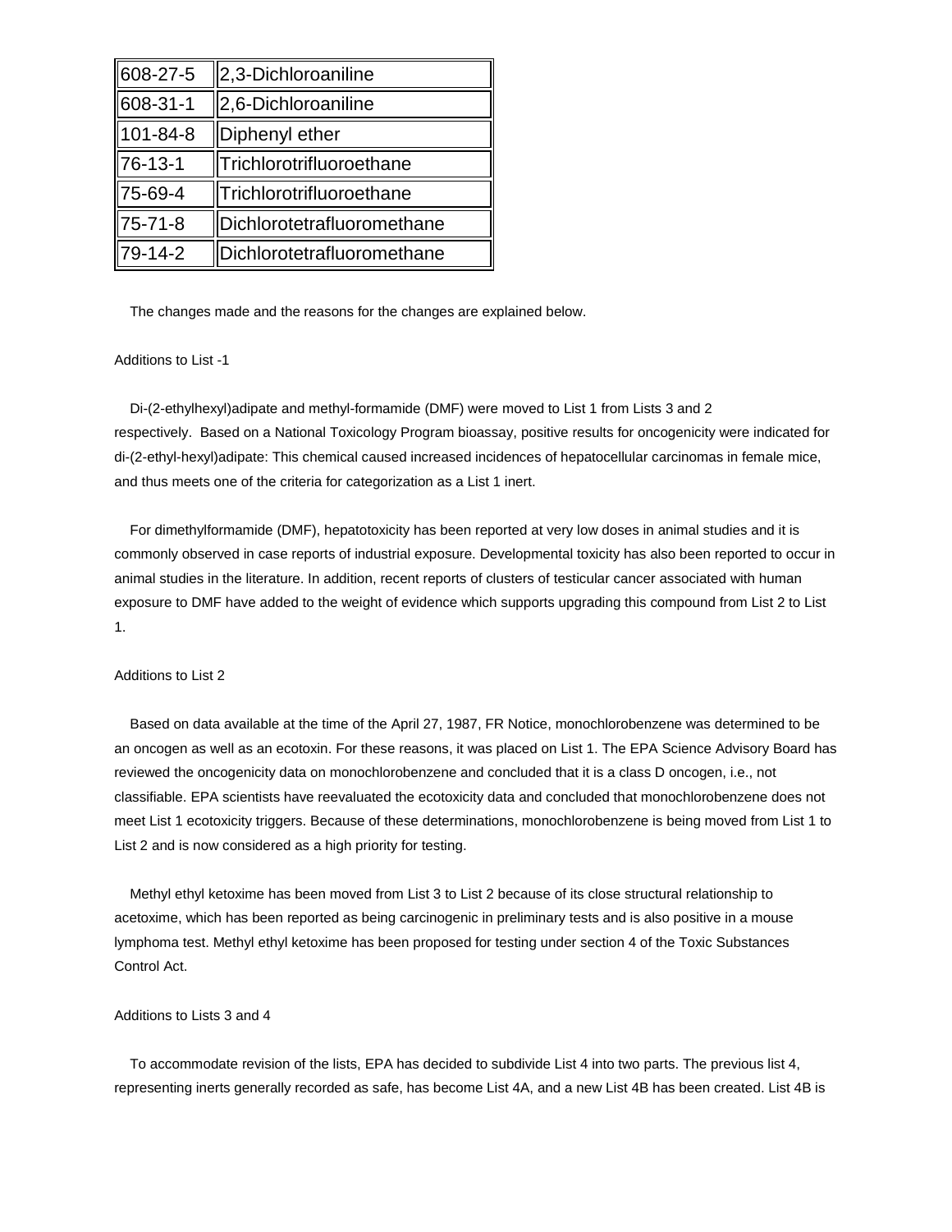| | |
|---|---|
| 608-27-5 | 2,3-Dichloroaniline |
| 608-31-1 | 2,6-Dichloroaniline |
| 101-84-8 | Diphenyl ether |
| 76-13-1 | Trichlorotrifluoroethane |
| 75-69-4 | Trichlorotrifluoroethane |
| 75-71-8 | Dichlorotetrafluoromethane |
| 79-14-2 | Dichlorotetrafluoromethane |

The changes made and the reasons for the changes are explained below.

Additions to List -1

Di-(2-ethylhexyl)adipate and methyl-formamide (DMF) were moved to List 1 from Lists 3 and 2 respectively. Based on a National Toxicology Program bioassay, positive results for oncogenicity were indicated for di-(2-ethyl-hexyl)adipate: This chemical caused increased incidences of hepatocellular carcinomas in female mice, and thus meets one of the criteria for categorization as a List 1 inert.

For dimethylformamide (DMF), hepatotoxicity has been reported at very low doses in animal studies and it is commonly observed in case reports of industrial exposure. Developmental toxicity has also been reported to occur in animal studies in the literature. In addition, recent reports of clusters of testicular cancer associated with human exposure to DMF have added to the weight of evidence which supports upgrading this compound from List 2 to List 1.

Additions to List 2

Based on data available at the time of the April 27, 1987, FR Notice, monochlorobenzene was determined to be an oncogen as well as an ecotoxin. For these reasons, it was placed on List 1. The EPA Science Advisory Board has reviewed the oncogenicity data on monochlorobenzene and concluded that it is a class D oncogen, i.e., not classifiable. EPA scientists have reevaluated the ecotoxicity data and concluded that monochlorobenzene does not meet List 1 ecotoxicity triggers. Because of these determinations, monochlorobenzene is being moved from List 1 to List 2 and is now considered as a high priority for testing.

Methyl ethyl ketoxime has been moved from List 3 to List 2 because of its close structural relationship to acetoxime, which has been reported as being carcinogenic in preliminary tests and is also positive in a mouse lymphoma test. Methyl ethyl ketoxime has been proposed for testing under section 4 of the Toxic Substances Control Act.

Additions to Lists 3 and 4

To accommodate revision of the lists, EPA has decided to subdivide List 4 into two parts. The previous list 4, representing inerts generally recorded as safe, has become List 4A, and a new List 4B has been created. List 4B is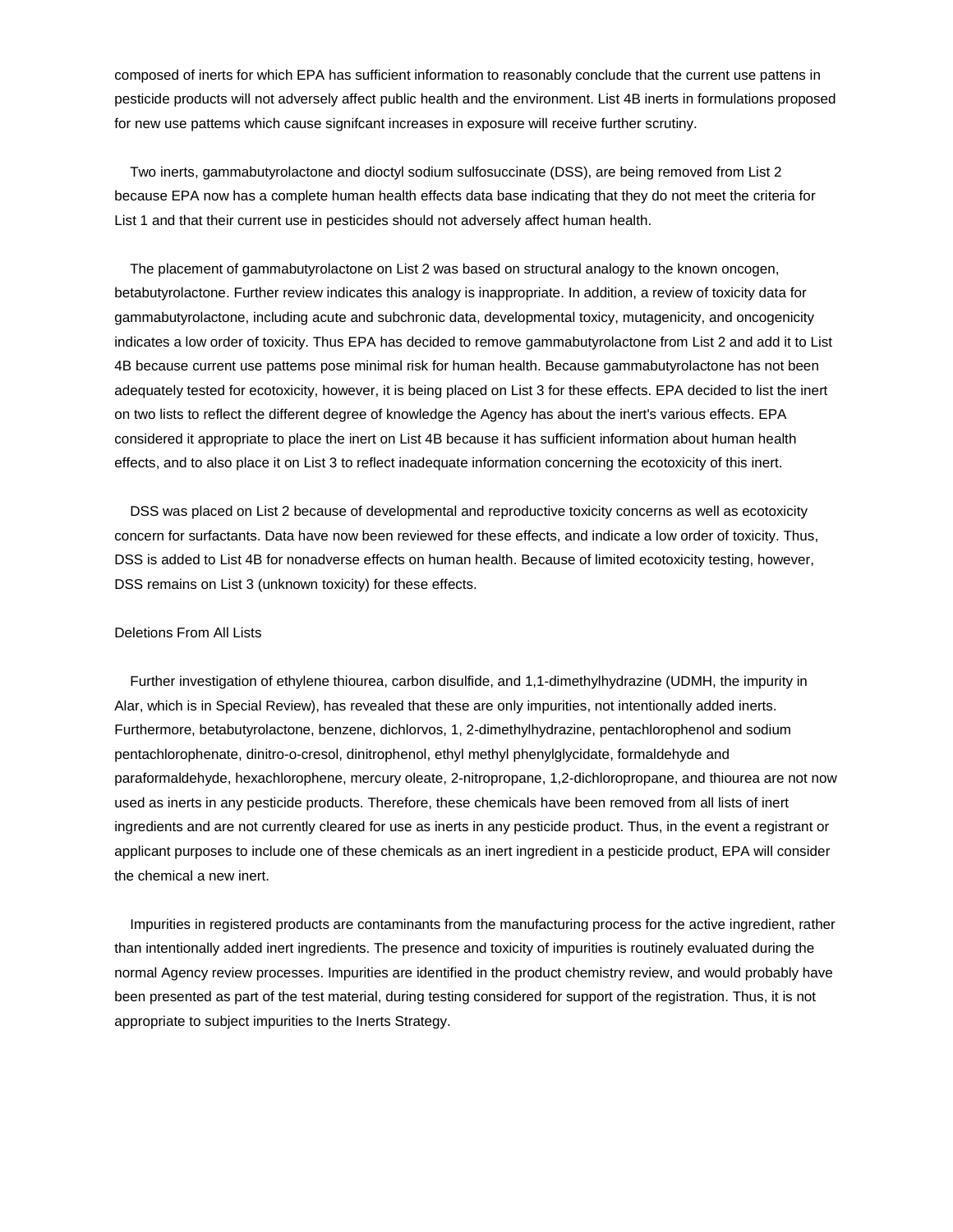composed of inerts for which EPA has sufficient information to reasonably conclude that the current use pattens in pesticide products will not adversely affect public health and the environment. List 4B inerts in formulations proposed for new use pattems which cause signifcant increases in exposure will receive further scrutiny.

Two inerts, gammabutyrolactone and dioctyl sodium sulfosuccinate (DSS), are being removed from List 2 because EPA now has a complete human health effects data base indicating that they do not meet the criteria for List 1 and that their current use in pesticides should not adversely affect human health.

The placement of gammabutyrolactone on List 2 was based on structural analogy to the known oncogen, betabutyrolactone. Further review indicates this analogy is inappropriate. In addition, a review of toxicity data for gammabutyrolactone, including acute and subchronic data, developmental toxicy, mutagenicity, and oncogenicity indicates a low order of toxicity. Thus EPA has decided to remove gammabutyrolactone from List 2 and add it to List 4B because current use pattems pose minimal risk for human health. Because gammabutyrolactone has not been adequately tested for ecotoxicity, however, it is being placed on List 3 for these effects. EPA decided to list the inert on two lists to reflect the different degree of knowledge the Agency has about the inert's various effects. EPA considered it appropriate to place the inert on List 4B because it has sufficient information about human health effects, and to also place it on List 3 to reflect inadequate information concerning the ecotoxicity of this inert.

DSS was placed on List 2 because of developmental and reproductive toxicity concerns as well as ecotoxicity concern for surfactants. Data have now been reviewed for these effects, and indicate a low order of toxicity. Thus, DSS is added to List 4B for nonadverse effects on human health. Because of limited ecotoxicity testing, however, DSS remains on List 3 (unknown toxicity) for these effects.

Deletions From All Lists

Further investigation of ethylene thiourea, carbon disulfide, and 1,1-dimethylhydrazine (UDMH, the impurity in Alar, which is in Special Review), has revealed that these are only impurities, not intentionally added inerts. Furthermore, betabutyrolactone, benzene, dichlorvos, 1, 2-dimethylhydrazine, pentachlorophenol and sodium pentachlorophenate, dinitro-o-cresol, dinitrophenol, ethyl methyl phenylglycidate, formaldehyde and paraformaldehyde, hexachlorophene, mercury oleate, 2-nitropropane, 1,2-dichloropropane, and thiourea are not now used as inerts in any pesticide products. Therefore, these chemicals have been removed from all lists of inert ingredients and are not currently cleared for use as inerts in any pesticide product. Thus, in the event a registrant or applicant purposes to include one of these chemicals as an inert ingredient in a pesticide product, EPA will consider the chemical a new inert.

Impurities in registered products are contaminants from the manufacturing process for the active ingredient, rather than intentionally added inert ingredients. The presence and toxicity of impurities is routinely evaluated during the normal Agency review processes. Impurities are identified in the product chemistry review, and would probably have been presented as part of the test material, during testing considered for support of the registration. Thus, it is not appropriate to subject impurities to the Inerts Strategy.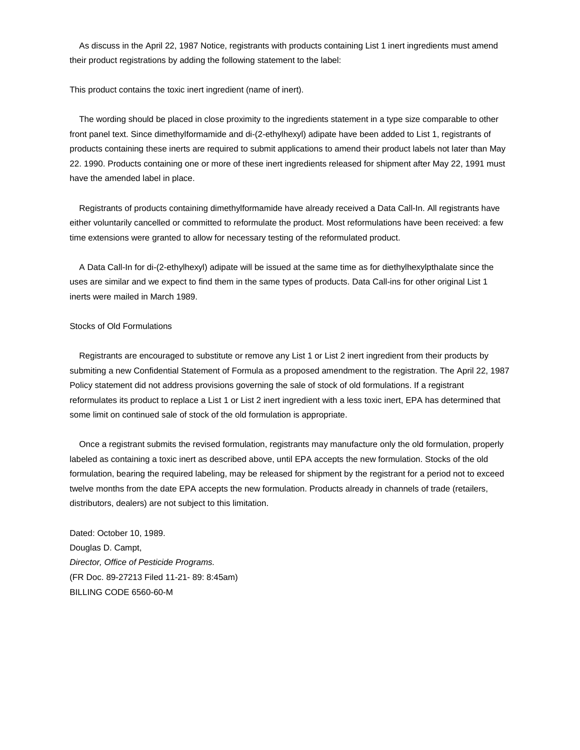As discuss in the April 22, 1987 Notice, registrants with products containing List 1 inert ingredients must amend their product registrations by adding the following statement to the label:

This product contains the toxic inert ingredient (name of inert).

The wording should be placed in close proximity to the ingredients statement in a type size comparable to other front panel text. Since dimethylformamide and di-(2-ethylhexyl) adipate have been added to List 1, registrants of products containing these inerts are required to submit applications to amend their product labels not later than May 22. 1990. Products containing one or more of these inert ingredients released for shipment after May 22, 1991 must have the amended label in place.

Registrants of products containing dimethylformamide have already received a Data Call-In. All registrants have either voluntarily cancelled or committed to reformulate the product. Most reformulations have been received: a few time extensions were granted to allow for necessary testing of the reformulated product.

A Data Call-In for di-(2-ethylhexyl) adipate will be issued at the same time as for diethylhexylpthalate since the uses are similar and we expect to find them in the same types of products. Data Call-ins for other original List 1 inerts were mailed in March 1989.

Stocks of Old Formulations

Registrants are encouraged to substitute or remove any List 1 or List 2 inert ingredient from their products by submiting a new Confidential Statement of Formula as a proposed amendment to the registration. The April 22, 1987 Policy statement did not address provisions governing the sale of stock of old formulations. If a registrant reformulates its product to replace a List 1 or List 2 inert ingredient with a less toxic inert, EPA has determined that some limit on continued sale of stock of the old formulation is appropriate.

Once a registrant submits the revised formulation, registrants may manufacture only the old formulation, properly labeled as containing a toxic inert as described above, until EPA accepts the new formulation. Stocks of the old formulation, bearing the required labeling, may be released for shipment by the registrant for a period not to exceed twelve months from the date EPA accepts the new formulation. Products already in channels of trade (retailers, distributors, dealers) are not subject to this limitation.

Dated: October 10, 1989.
Douglas D. Campt,
*Director, Office of Pesticide Programs.*
(FR Doc. 89-27213 Filed 11-21- 89: 8:45am)
BILLING CODE 6560-60-M